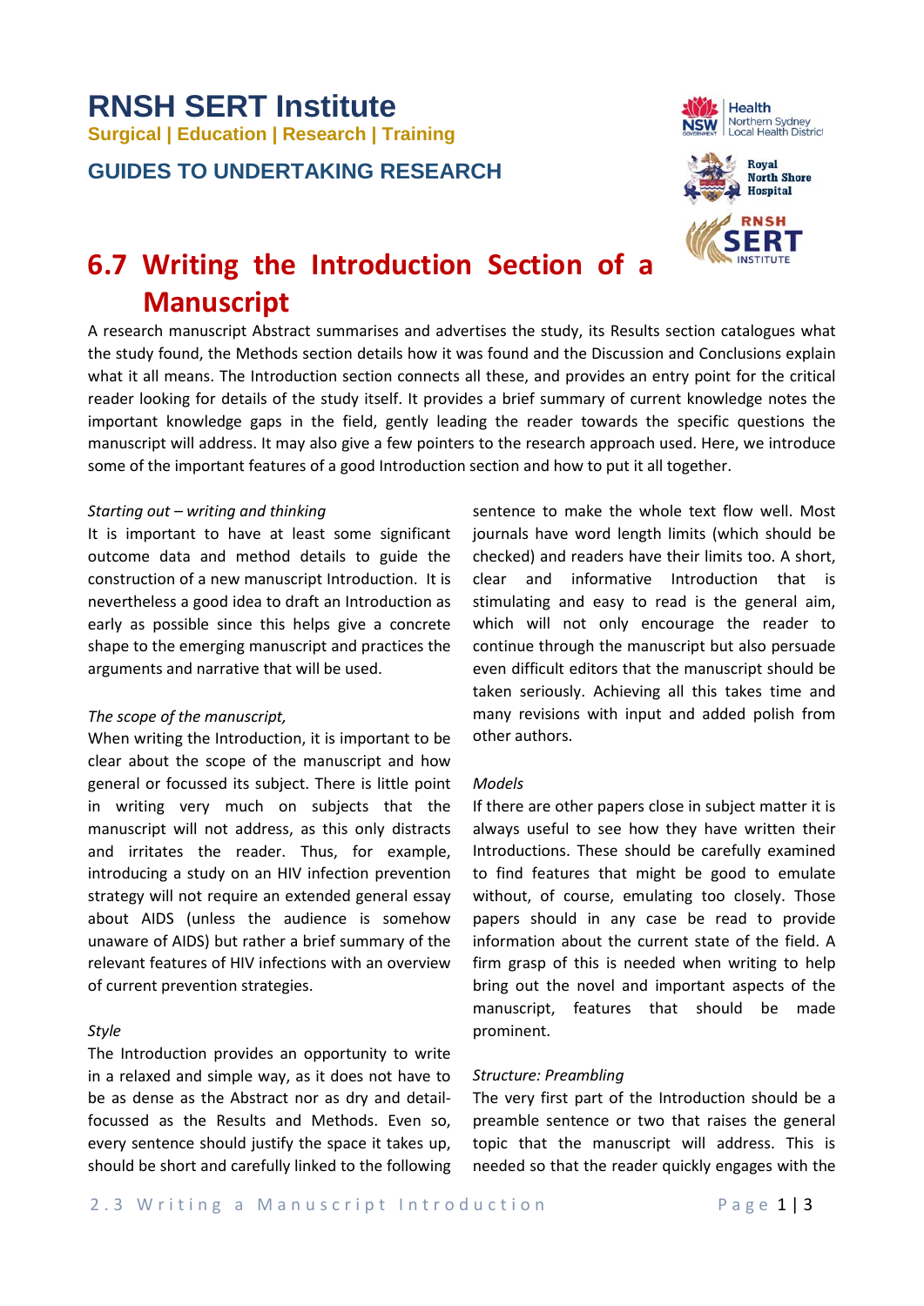# RNSH SERT Institute

**Surgical | Education | Research | Training**

**GUIDES TO UNDERTAKING RESEARCH**

# 6.7 Writing the Introduction Section of a Manuscript

A research manuscript Abstract summarises and advertises the study, its Results section catalogues what the study found, the Methods section details how it was found and the Discussion and Conclusions explain what it all means. The Introduction section connects all these, and provides an entry point for the critical reader looking for details of the study itself. It provides a brief summary of current knowledge notes the important knowledge gaps in the field, gently leading the reader towards the specific questions the manuscript will address. It may also give a few pointers to the research approach used. Here, we introduce some of the important features of a good Introduction section and how to put it all together.

*Starting out – writing and thinking*

It is important to have at least some significant outcome data and method details to guide the construction of a new manuscript Introduction. It is nevertheless a good idea to draft an Introduction as early as possible since this helps give a concrete shape to the emerging manuscript and practices the arguments and narrative that will be used.

*The scope of the manuscript,*

When writing the Introduction, it is important to be clear about the scope of the manuscript and how general or focussed its subject. There is little point in writing very much on subjects that the manuscript will not address, as this only distracts and irritates the reader. Thus, for example, introducing a study on an HIV infection prevention strategy will not require an extended general essay about AIDS (unless the audience is somehow unaware of AIDS) but rather a brief summary of the relevant features of HIV infections with an overview of current prevention strategies.

*Style*

The Introduction provides an opportunity to write in a relaxed and simple way, as it does not have to be as dense as the Abstract nor as dry and detail-focussed as the Results and Methods. Even so, every sentence should justify the space it takes up, should be short and carefully linked to the following sentence to make the whole text flow well. Most journals have word length limits (which should be checked) and readers have their limits too. A short, clear and informative Introduction that is stimulating and easy to read is the general aim, which will not only encourage the reader to continue through the manuscript but also persuade even difficult editors that the manuscript should be taken seriously. Achieving all this takes time and many revisions with input and added polish from other authors.

*Models*

If there are other papers close in subject matter it is always useful to see how they have written their Introductions. These should be carefully examined to find features that might be good to emulate without, of course, emulating too closely. Those papers should in any case be read to provide information about the current state of the field. A firm grasp of this is needed when writing to help bring out the novel and important aspects of the manuscript, features that should be made prominent.

*Structure: Preambling*

The very first part of the Introduction should be a preamble sentence or two that raises the general topic that the manuscript will address. This is needed so that the reader quickly engages with the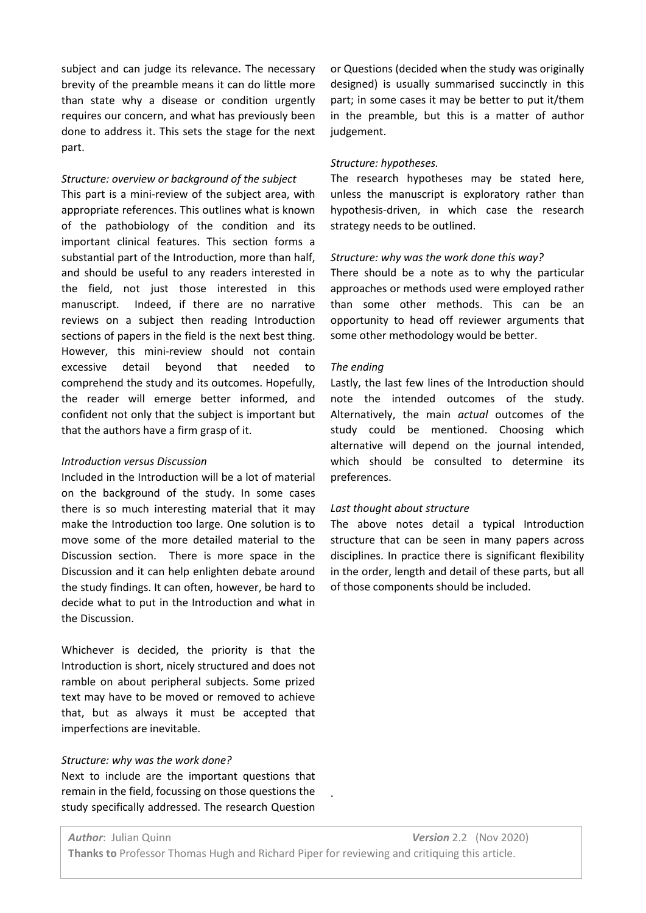subject and can judge its relevance. The necessary brevity of the preamble means it can do little more than state why a disease or condition urgently requires our concern, and what has previously been done to address it. This sets the stage for the next part.

*Structure: overview or background of the subject*

This part is a mini-review of the subject area, with appropriate references. This outlines what is known of the pathobiology of the condition and its important clinical features. This section forms a substantial part of the Introduction, more than half, and should be useful to any readers interested in the field, not just those interested in this manuscript. Indeed, if there are no narrative reviews on a subject then reading Introduction sections of papers in the field is the next best thing. However, this mini-review should not contain excessive detail beyond that needed to comprehend the study and its outcomes. Hopefully, the reader will emerge better informed, and confident not only that the subject is important but that the authors have a firm grasp of it.

*Introduction versus Discussion*

Included in the Introduction will be a lot of material on the background of the study. In some cases there is so much interesting material that it may make the Introduction too large. One solution is to move some of the more detailed material to the Discussion section. There is more space in the Discussion and it can help enlighten debate around the study findings. It can often, however, be hard to decide what to put in the Introduction and what in the Discussion.

Whichever is decided, the priority is that the Introduction is short, nicely structured and does not ramble on about peripheral subjects. Some prized text may have to be moved or removed to achieve that, but as always it must be accepted that imperfections are inevitable.

*Structure: why was the work done?*

Next to include are the important questions that remain in the field, focussing on those questions the study specifically addressed. The research Question or Questions (decided when the study was originally designed) is usually summarised succinctly in this part; in some cases it may be better to put it/them in the preamble, but this is a matter of author judgement.

*Structure: hypotheses.*

The research hypotheses may be stated here, unless the manuscript is exploratory rather than hypothesis-driven, in which case the research strategy needs to be outlined.

*Structure: why was the work done this way?*

There should be a note as to why the particular approaches or methods used were employed rather than some other methods. This can be an opportunity to head off reviewer arguments that some other methodology would be better.

*The ending*

Lastly, the last few lines of the Introduction should note the intended outcomes of the study. Alternatively, the main *actual* outcomes of the study could be mentioned. Choosing which alternative will depend on the journal intended, which should be consulted to determine its preferences.

*Last thought about structure*

The above notes detail a typical Introduction structure that can be seen in many papers across disciplines. In practice there is significant flexibility in the order, length and detail of these parts, but all of those components should be included.

***Author***: Julian Quinn ***Version*** 2.2 (Nov 2020)

**Thanks to** Professor Thomas Hugh and Richard Piper for reviewing and critiquing this article.